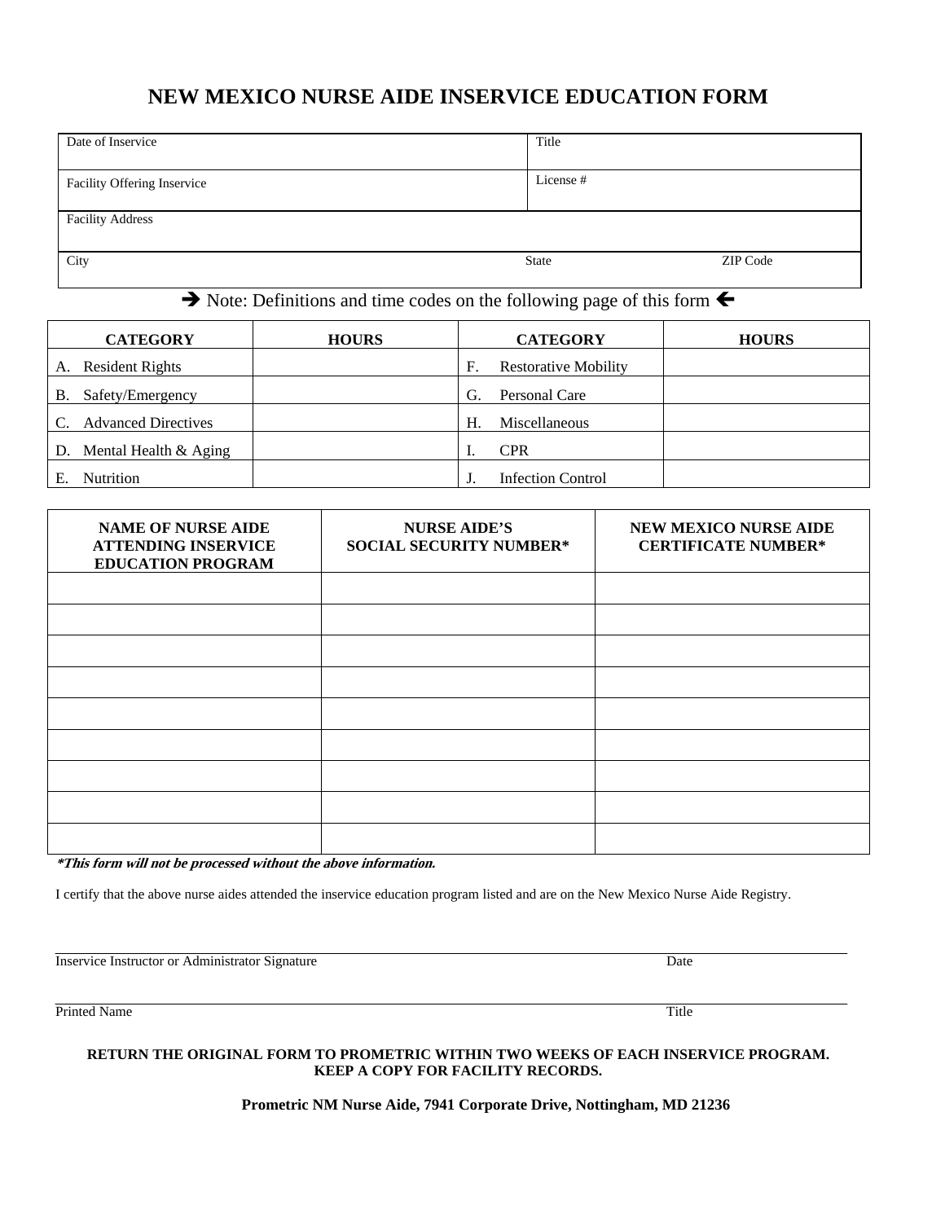# NEW MEXICO NURSE AIDE INSERVICE EDUCATION FORM

| Date of Inservice | Title |
|---|---|
| Facility Offering Inservice | License # |
| Facility Address | |
| City | State / ZIP Code |

➔ Note: Definitions and time codes on the following page of this form ←

| CATEGORY | HOURS | CATEGORY | HOURS |
|---|---|---|---|
| A. Resident Rights | | F. Restorative Mobility | |
| B. Safety/Emergency | | G. Personal Care | |
| C. Advanced Directives | | H. Miscellaneous | |
| D. Mental Health & Aging | | I. CPR | |
| E. Nutrition | | J. Infection Control | |

| NAME OF NURSE AIDE ATTENDING INSERVICE EDUCATION PROGRAM | NURSE AIDE'S SOCIAL SECURITY NUMBER* | NEW MEXICO NURSE AIDE CERTIFICATE NUMBER* |
|---|---|---|
| | | |
| | | |
| | | |
| | | |
| | | |
| | | |
| | | |
| | | |
| | | |

***This form will not be processed without the above information.***

I certify that the above nurse aides attended the inservice education program listed and are on the New Mexico Nurse Aide Registry.

Inservice Instructor or Administrator Signature ______________________ Date ________

Printed Name ______________________ Title ________

**RETURN THE ORIGINAL FORM TO PROMETRIC WITHIN TWO WEEKS OF EACH INSERVICE PROGRAM. KEEP A COPY FOR FACILITY RECORDS.**

**Prometric NM Nurse Aide, 7941 Corporate Drive, Nottingham, MD 21236**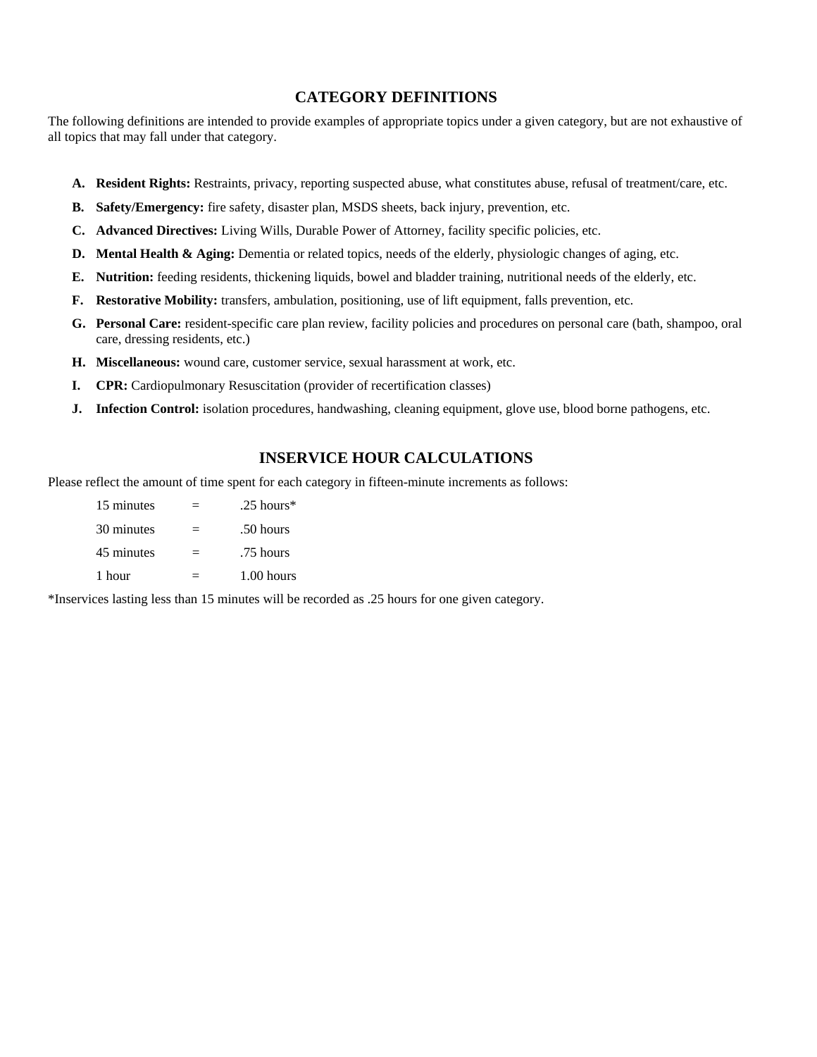## CATEGORY DEFINITIONS

The following definitions are intended to provide examples of appropriate topics under a given category, but are not exhaustive of all topics that may fall under that category.

- **A. Resident Rights:** Restraints, privacy, reporting suspected abuse, what constitutes abuse, refusal of treatment/care, etc.
- **B. Safety/Emergency:** fire safety, disaster plan, MSDS sheets, back injury, prevention, etc.
- **C. Advanced Directives:** Living Wills, Durable Power of Attorney, facility specific policies, etc.
- **D. Mental Health & Aging:** Dementia or related topics, needs of the elderly, physiologic changes of aging, etc.
- **E. Nutrition:** feeding residents, thickening liquids, bowel and bladder training, nutritional needs of the elderly, etc.
- **F. Restorative Mobility:** transfers, ambulation, positioning, use of lift equipment, falls prevention, etc.
- **G. Personal Care:** resident-specific care plan review, facility policies and procedures on personal care (bath, shampoo, oral care, dressing residents, etc.)
- **H. Miscellaneous:** wound care, customer service, sexual harassment at work, etc.
- **I. CPR:** Cardiopulmonary Resuscitation (provider of recertification classes)
- **J. Infection Control:** isolation procedures, handwashing, cleaning equipment, glove use, blood borne pathogens, etc.

## INSERVICE HOUR CALCULATIONS

Please reflect the amount of time spent for each category in fifteen-minute increments as follows:

| | | |
|---|---|---|
| 15 minutes | = | .25 hours* |
| 30 minutes | = | .50 hours |
| 45 minutes | = | .75 hours |
| 1 hour | = | 1.00 hours |

*Inservices lasting less than 15 minutes will be recorded as .25 hours for one given category.